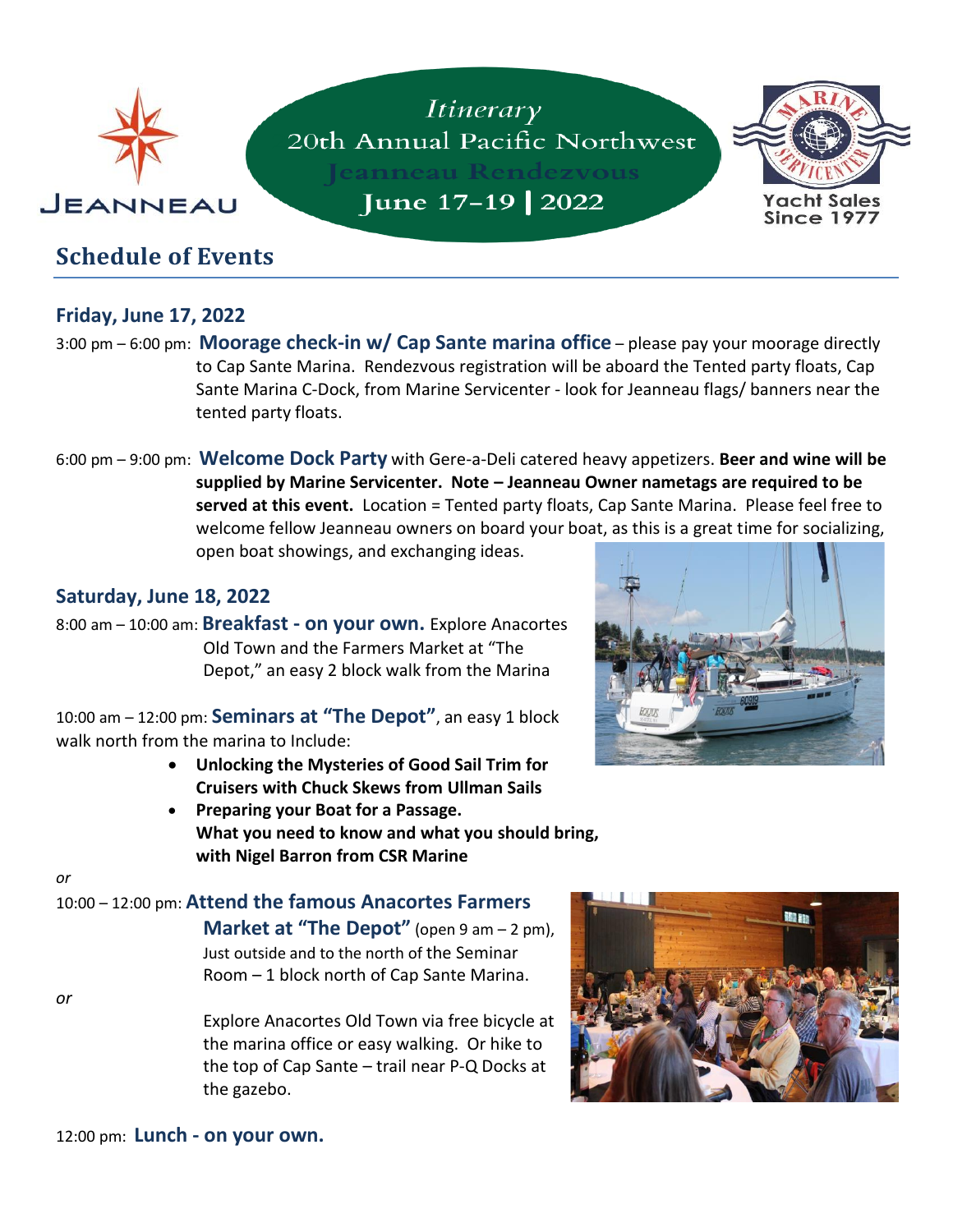JEANNEAU

# Itinerary
# 20th Annual Pacific Northwest Jeanneau Rendezvous
# June 17–19 | 2022

Marine Servicenter
Yacht Sales Since 1977

## Schedule of Events

### Friday, June 17, 2022

3:00 pm – 6:00 pm: **Moorage check-in w/ Cap Sante marina office** – please pay your moorage directly to Cap Sante Marina. Rendezvous registration will be aboard the Tented party floats, Cap Sante Marina C-Dock, from Marine Servicenter - look for Jeanneau flags/ banners near the tented party floats.

6:00 pm – 9:00 pm: **Welcome Dock Party** with Gere-a-Deli catered heavy appetizers. **Beer and wine will be supplied by Marine Servicenter. Note – Jeanneau Owner nametags are required to be served at this event.** Location = Tented party floats, Cap Sante Marina. Please feel free to welcome fellow Jeanneau owners on board your boat, as this is a great time for socializing, open boat showings, and exchanging ideas.

### Saturday, June 18, 2022

8:00 am – 10:00 am: **Breakfast - on your own.** Explore Anacortes Old Town and the Farmers Market at "The Depot," an easy 2 block walk from the Marina

10:00 am – 12:00 pm: **Seminars at "The Depot"**, an easy 1 block walk north from the marina to Include:

- **Unlocking the Mysteries of Good Sail Trim for Cruisers with Chuck Skews from Ullman Sails**
- **Preparing your Boat for a Passage. What you need to know and what you should bring, with Nigel Barron from CSR Marine**

*or*

10:00 – 12:00 pm: **Attend the famous Anacortes Farmers Market at "The Depot"** (open 9 am – 2 pm), Just outside and to the north of the Seminar Room – 1 block north of Cap Sante Marina.

*or*

Explore Anacortes Old Town via free bicycle at the marina office or easy walking. Or hike to the top of Cap Sante – trail near P-Q Docks at the gazebo.

12:00 pm: **Lunch - on your own.**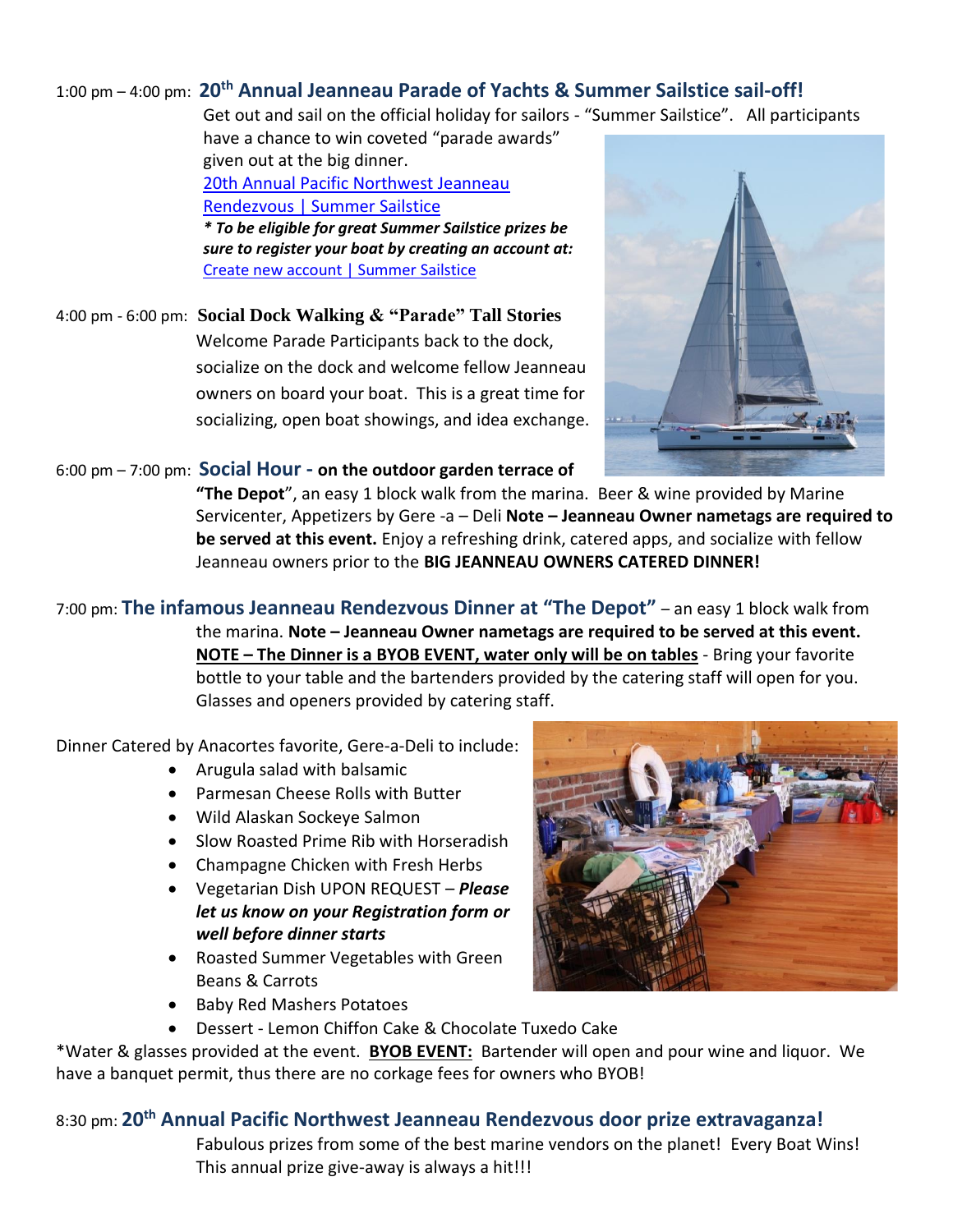1:00 pm – 4:00 pm: **20th Annual Jeanneau Parade of Yachts & Summer Sailstice sail-off!**

Get out and sail on the official holiday for sailors - "Summer Sailstice". All participants have a chance to win coveted "parade awards" given out at the big dinner.

[20th Annual Pacific Northwest Jeanneau Rendezvous | Summer Sailstice]

***To be eligible for great Summer Sailstice prizes be sure to register your boat by creating an account at:***

[Create new account | Summer Sailstice]

4:00 pm - 6:00 pm: **Social Dock Walking & "Parade" Tall Stories**

Welcome Parade Participants back to the dock, socialize on the dock and welcome fellow Jeanneau owners on board your boat. This is a great time for socializing, open boat showings, and idea exchange.

6:00 pm – 7:00 pm: **Social Hour - on the outdoor garden terrace of "The Depot"**, an easy 1 block walk from the marina. Beer & wine provided by Marine Servicenter, Appetizers by Gere -a – Deli **Note – Jeanneau Owner nametags are required to be served at this event.** Enjoy a refreshing drink, catered apps, and socialize with fellow Jeanneau owners prior to the **BIG JEANNEAU OWNERS CATERED DINNER!**

7:00 pm: **The infamous Jeanneau Rendezvous Dinner at "The Depot"** – an easy 1 block walk from the marina. **Note – Jeanneau Owner nametags are required to be served at this event.** **NOTE – The Dinner is a BYOB EVENT, water only will be on tables** - Bring your favorite bottle to your table and the bartenders provided by the catering staff will open for you. Glasses and openers provided by catering staff.

Dinner Catered by Anacortes favorite, Gere-a-Deli to include:

- Arugula salad with balsamic
- Parmesan Cheese Rolls with Butter
- Wild Alaskan Sockeye Salmon
- Slow Roasted Prime Rib with Horseradish
- Champagne Chicken with Fresh Herbs
- Vegetarian Dish UPON REQUEST – ***Please let us know on your Registration form or well before dinner starts***
- Roasted Summer Vegetables with Green Beans & Carrots
- Baby Red Mashers Potatoes
- Dessert - Lemon Chiffon Cake & Chocolate Tuxedo Cake

*Water & glasses provided at the event. **BYOB EVENT:** Bartender will open and pour wine and liquor. We have a banquet permit, thus there are no corkage fees for owners who BYOB!

8:30 pm: **20th Annual Pacific Northwest Jeanneau Rendezvous door prize extravaganza!**

Fabulous prizes from some of the best marine vendors on the planet! Every Boat Wins! This annual prize give-away is always a hit!!!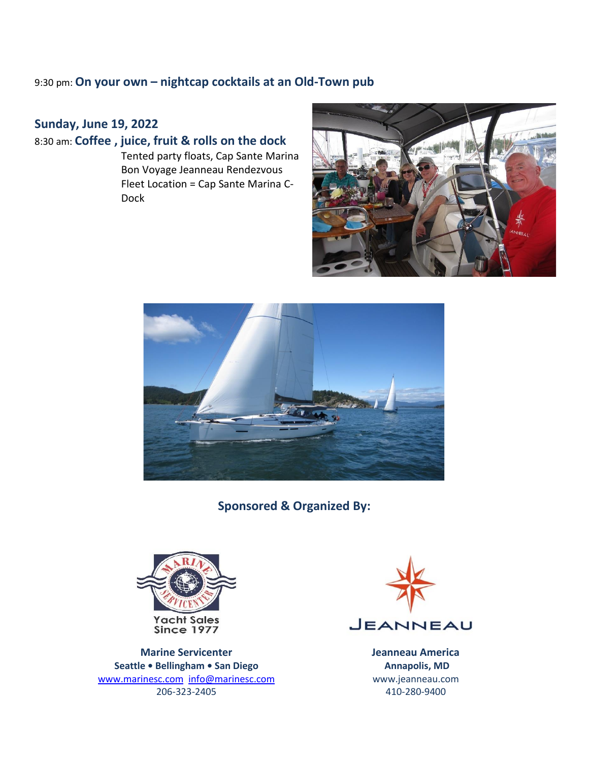9:30 pm: **On your own – nightcap cocktails at an Old-Town pub**

## Sunday, June 19, 2022

8:30 am: **Coffee , juice, fruit & rolls on the dock**

Tented party floats, Cap Sante Marina
Bon Voyage Jeanneau Rendezvous
Fleet Location = Cap Sante Marina C-Dock

## Sponsored & Organized By:

Yacht Sales
Since 1977

**Marine Servicenter**
**Seattle • Bellingham • San Diego**
www.marinesc.com info@marinesc.com
206-323-2405

JEANNEAU

**Jeanneau America**
**Annapolis, MD**
www.jeanneau.com
410-280-9400